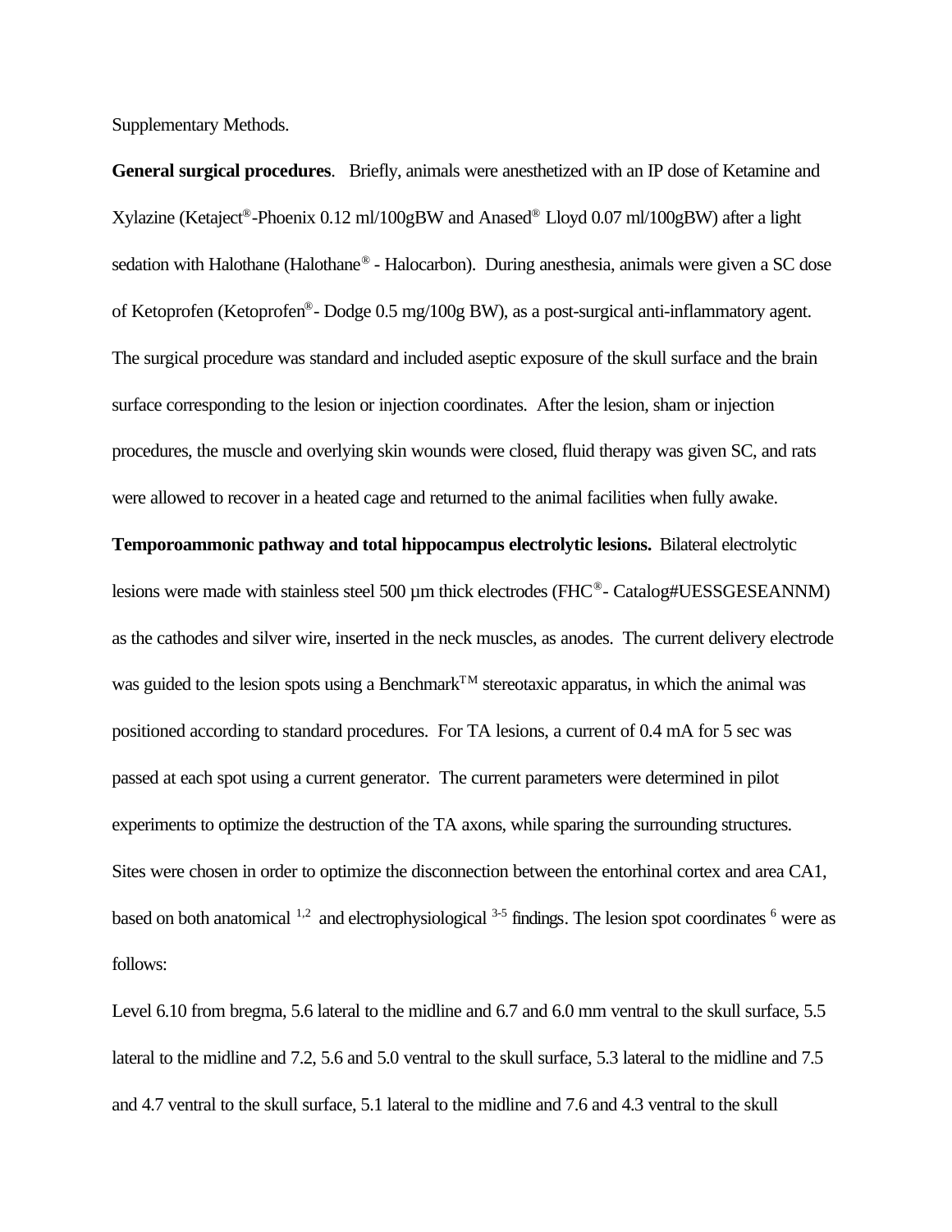Supplementary Methods.

**General surgical procedures**. Briefly, animals were anesthetized with an IP dose of Ketamine and Xylazine (Ketaject®-Phoenix 0.12 ml/100gBW and Anased® Lloyd 0.07 ml/100gBW) after a light sedation with Halothane (Halothane® - Halocarbon). During anesthesia, animals were given a SC dose of Ketoprofen (Ketoprofen®- Dodge 0.5 mg/100g BW), as a post-surgical anti-inflammatory agent. The surgical procedure was standard and included aseptic exposure of the skull surface and the brain surface corresponding to the lesion or injection coordinates. After the lesion, sham or injection procedures, the muscle and overlying skin wounds were closed, fluid therapy was given SC, and rats were allowed to recover in a heated cage and returned to the animal facilities when fully awake.

**Temporoammonic pathway and total hippocampus electrolytic lesions.** Bilateral electrolytic lesions were made with stainless steel 500 µm thick electrodes (FHC®- Catalog#UESSGESEANNM) as the cathodes and silver wire, inserted in the neck muscles, as anodes. The current delivery electrode was guided to the lesion spots using a Benchmark™ stereotaxic apparatus, in which the animal was positioned according to standard procedures. For TA lesions, a current of 0.4 mA for 5 sec was passed at each spot using a current generator. The current parameters were determined in pilot experiments to optimize the destruction of the TA axons, while sparing the surrounding structures. Sites were chosen in order to optimize the disconnection between the entorhinal cortex and area CA1, based on both anatomical [1,2] and electrophysiological [3-5] findings. The lesion spot coordinates [6] were as follows:

Level 6.10 from bregma, 5.6 lateral to the midline and 6.7 and 6.0 mm ventral to the skull surface, 5.5 lateral to the midline and 7.2, 5.6 and 5.0 ventral to the skull surface, 5.3 lateral to the midline and 7.5 and 4.7 ventral to the skull surface, 5.1 lateral to the midline and 7.6 and 4.3 ventral to the skull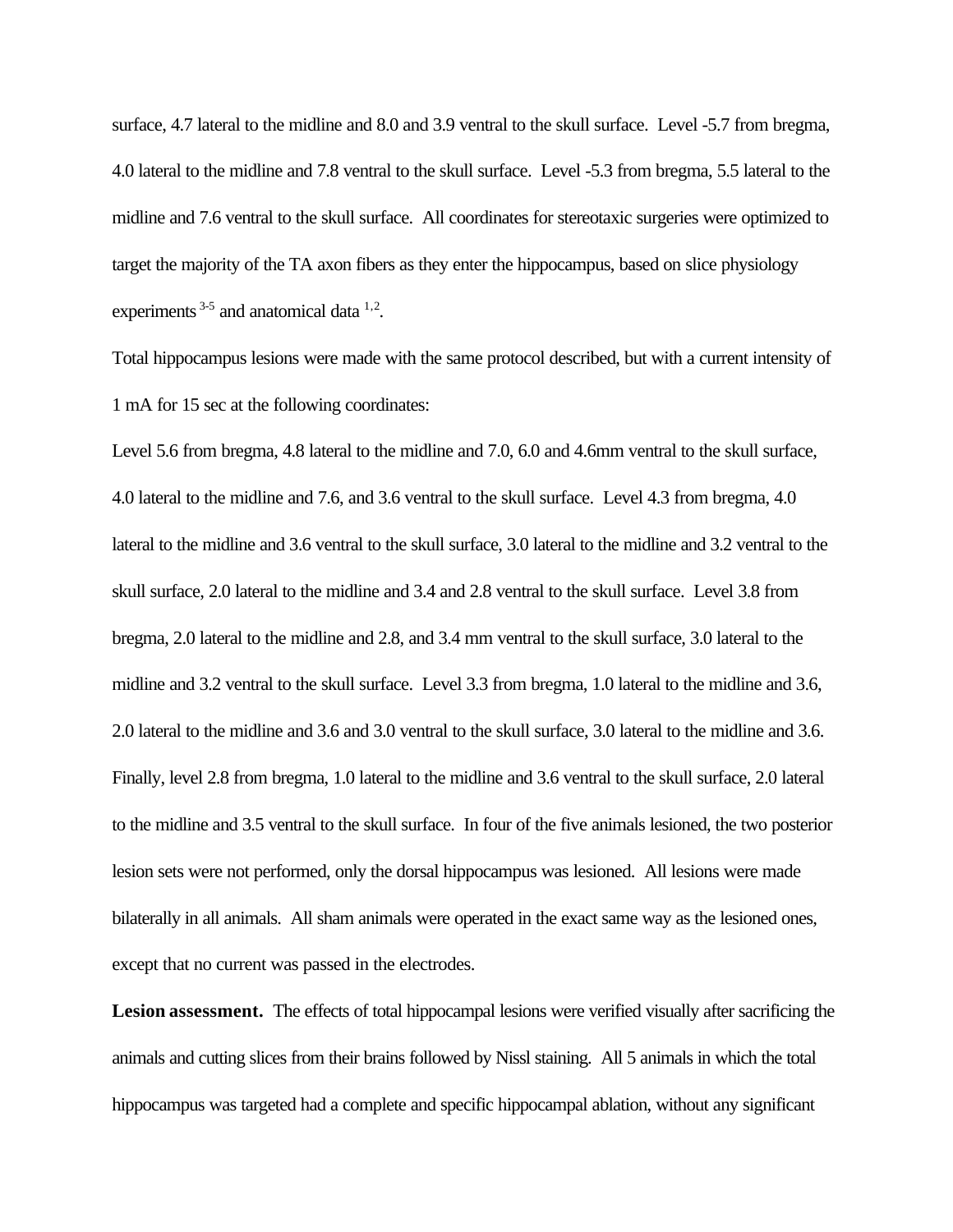surface, 4.7 lateral to the midline and 8.0 and 3.9 ventral to the skull surface. Level -5.7 from bregma, 4.0 lateral to the midline and 7.8 ventral to the skull surface. Level -5.3 from bregma, 5.5 lateral to the midline and 7.6 ventral to the skull surface. All coordinates for stereotaxic surgeries were optimized to target the majority of the TA axon fibers as they enter the hippocampus, based on slice physiology experiments [3-5] and anatomical data [1,2].

Total hippocampus lesions were made with the same protocol described, but with a current intensity of 1 mA for 15 sec at the following coordinates:

Level 5.6 from bregma, 4.8 lateral to the midline and 7.0, 6.0 and 4.6mm ventral to the skull surface, 4.0 lateral to the midline and 7.6, and 3.6 ventral to the skull surface. Level 4.3 from bregma, 4.0 lateral to the midline and 3.6 ventral to the skull surface, 3.0 lateral to the midline and 3.2 ventral to the skull surface, 2.0 lateral to the midline and 3.4 and 2.8 ventral to the skull surface. Level 3.8 from bregma, 2.0 lateral to the midline and 2.8, and 3.4 mm ventral to the skull surface, 3.0 lateral to the midline and 3.2 ventral to the skull surface. Level 3.3 from bregma, 1.0 lateral to the midline and 3.6, 2.0 lateral to the midline and 3.6 and 3.0 ventral to the skull surface, 3.0 lateral to the midline and 3.6. Finally, level 2.8 from bregma, 1.0 lateral to the midline and 3.6 ventral to the skull surface, 2.0 lateral to the midline and 3.5 ventral to the skull surface. In four of the five animals lesioned, the two posterior lesion sets were not performed, only the dorsal hippocampus was lesioned. All lesions were made bilaterally in all animals. All sham animals were operated in the exact same way as the lesioned ones, except that no current was passed in the electrodes.

**Lesion assessment.** The effects of total hippocampal lesions were verified visually after sacrificing the animals and cutting slices from their brains followed by Nissl staining. All 5 animals in which the total hippocampus was targeted had a complete and specific hippocampal ablation, without any significant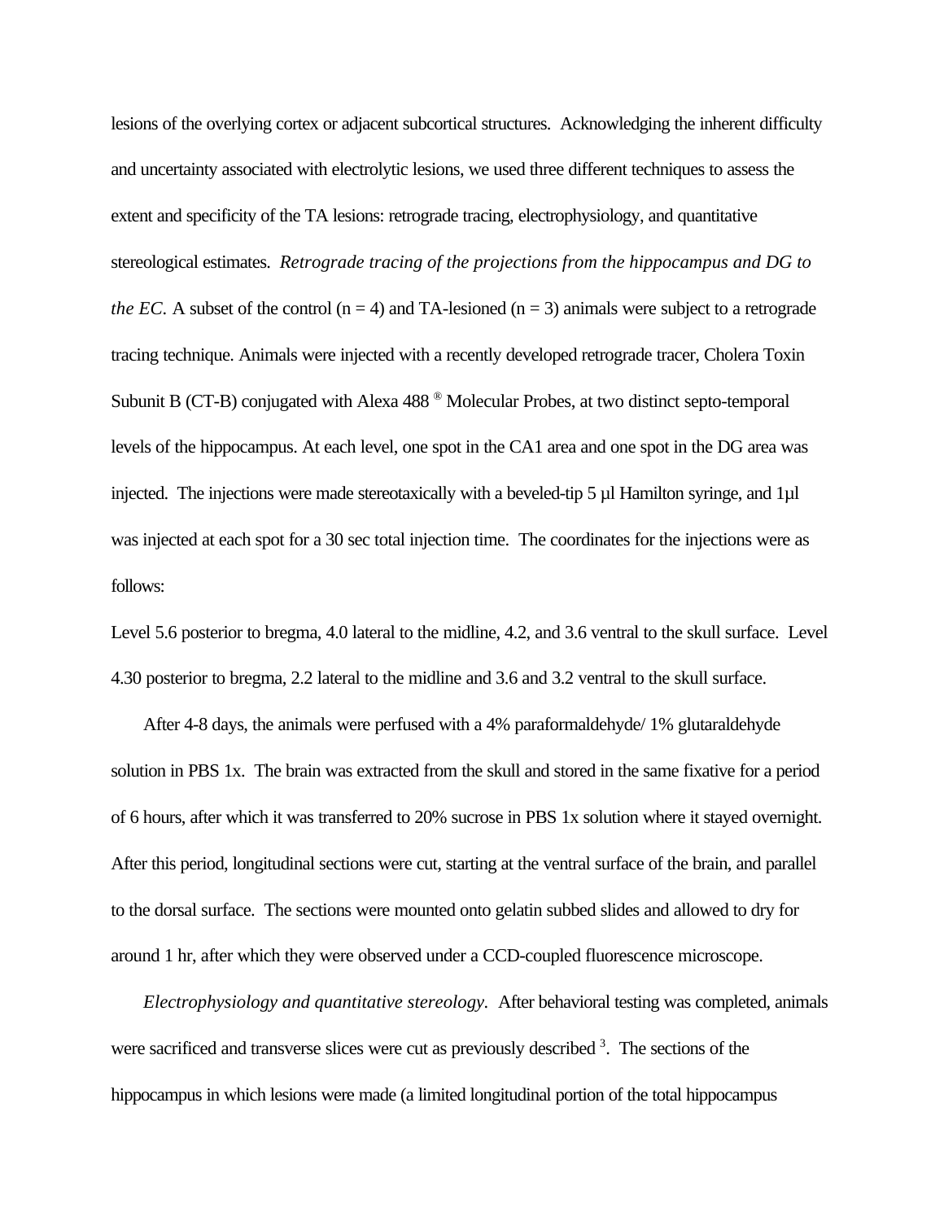lesions of the overlying cortex or adjacent subcortical structures. Acknowledging the inherent difficulty and uncertainty associated with electrolytic lesions, we used three different techniques to assess the extent and specificity of the TA lesions: retrograde tracing, electrophysiology, and quantitative stereological estimates. *Retrograde tracing of the projections from the hippocampus and DG to the EC*. A subset of the control (n = 4) and TA-lesioned (n = 3) animals were subject to a retrograde tracing technique. Animals were injected with a recently developed retrograde tracer, Cholera Toxin Subunit B (CT-B) conjugated with Alexa 488 ® Molecular Probes, at two distinct septo-temporal levels of the hippocampus. At each level, one spot in the CA1 area and one spot in the DG area was injected. The injections were made stereotaxically with a beveled-tip 5 µl Hamilton syringe, and 1µl was injected at each spot for a 30 sec total injection time. The coordinates for the injections were as follows:

Level 5.6 posterior to bregma, 4.0 lateral to the midline, 4.2, and 3.6 ventral to the skull surface. Level 4.30 posterior to bregma, 2.2 lateral to the midline and 3.6 and 3.2 ventral to the skull surface.

After 4-8 days, the animals were perfused with a 4% paraformaldehyde/ 1% glutaraldehyde solution in PBS 1x. The brain was extracted from the skull and stored in the same fixative for a period of 6 hours, after which it was transferred to 20% sucrose in PBS 1x solution where it stayed overnight. After this period, longitudinal sections were cut, starting at the ventral surface of the brain, and parallel to the dorsal surface. The sections were mounted onto gelatin subbed slides and allowed to dry for around 1 hr, after which they were observed under a CCD-coupled fluorescence microscope.

*Electrophysiology and quantitative stereology*. After behavioral testing was completed, animals were sacrificed and transverse slices were cut as previously described [3]. The sections of the hippocampus in which lesions were made (a limited longitudinal portion of the total hippocampus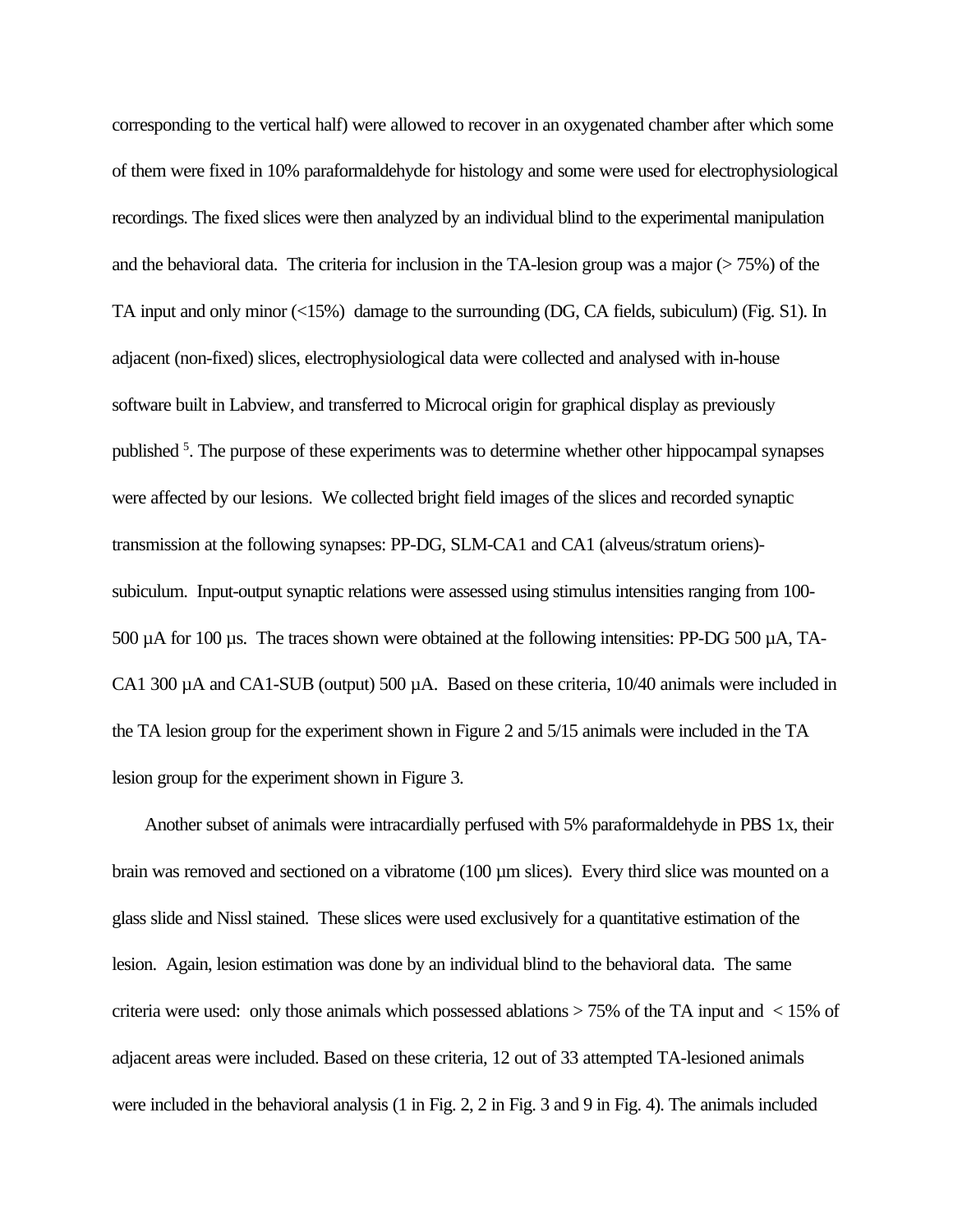corresponding to the vertical half) were allowed to recover in an oxygenated chamber after which some of them were fixed in 10% paraformaldehyde for histology and some were used for electrophysiological recordings. The fixed slices were then analyzed by an individual blind to the experimental manipulation and the behavioral data. The criteria for inclusion in the TA-lesion group was a major (> 75%) of the TA input and only minor (<15%) damage to the surrounding (DG, CA fields, subiculum) (Fig. S1). In adjacent (non-fixed) slices, electrophysiological data were collected and analysed with in-house software built in Labview, and transferred to Microcal origin for graphical display as previously published [5]. The purpose of these experiments was to determine whether other hippocampal synapses were affected by our lesions. We collected bright field images of the slices and recorded synaptic transmission at the following synapses: PP-DG, SLM-CA1 and CA1 (alveus/stratum oriens)-subiculum. Input-output synaptic relations were assessed using stimulus intensities ranging from 100-500 µA for 100 µs. The traces shown were obtained at the following intensities: PP-DG 500 µA, TA-CA1 300 µA and CA1-SUB (output) 500 µA. Based on these criteria, 10/40 animals were included in the TA lesion group for the experiment shown in Figure 2 and 5/15 animals were included in the TA lesion group for the experiment shown in Figure 3.

Another subset of animals were intracardially perfused with 5% paraformaldehyde in PBS 1x, their brain was removed and sectioned on a vibratome (100 µm slices). Every third slice was mounted on a glass slide and Nissl stained. These slices were used exclusively for a quantitative estimation of the lesion. Again, lesion estimation was done by an individual blind to the behavioral data. The same criteria were used: only those animals which possessed ablations > 75% of the TA input and < 15% of adjacent areas were included. Based on these criteria, 12 out of 33 attempted TA-lesioned animals were included in the behavioral analysis (1 in Fig. 2, 2 in Fig. 3 and 9 in Fig. 4). The animals included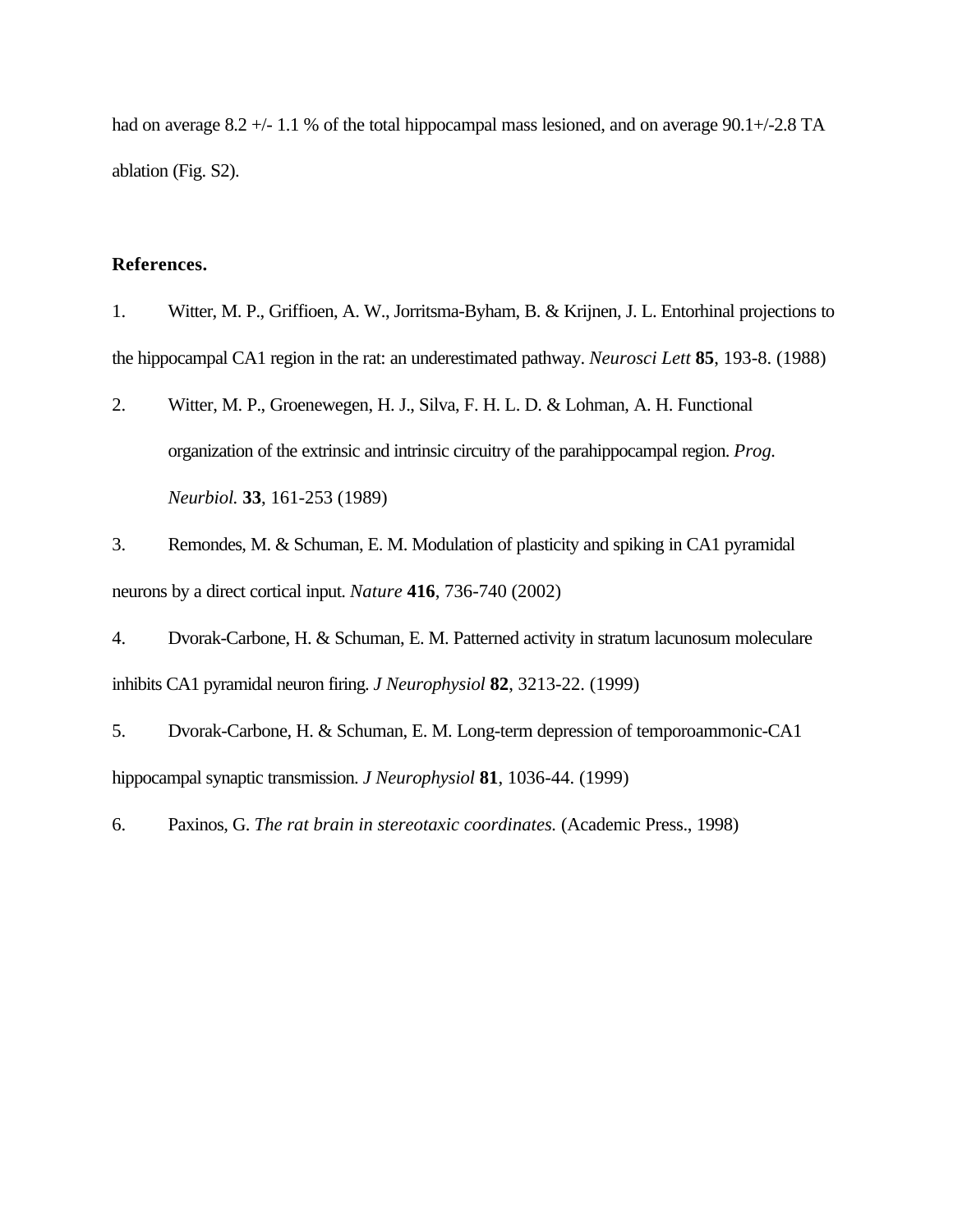had on average 8.2 +/- 1.1 % of the total hippocampal mass lesioned, and on average 90.1+/-2.8 TA ablation (Fig. S2).

**References.**

1. Witter, M. P., Griffioen, A. W., Jorritsma-Byham, B. & Krijnen, J. L. Entorhinal projections to the hippocampal CA1 region in the rat: an underestimated pathway. *Neurosci Lett* **85**, 193-8. (1988)
2. Witter, M. P., Groenewegen, H. J., Silva, F. H. L. D. & Lohman, A. H. Functional organization of the extrinsic and intrinsic circuitry of the parahippocampal region. *Prog. Neurbiol.* **33**, 161-253 (1989)
3. Remondes, M. & Schuman, E. M. Modulation of plasticity and spiking in CA1 pyramidal neurons by a direct cortical input. *Nature* **416**, 736-740 (2002)
4. Dvorak-Carbone, H. & Schuman, E. M. Patterned activity in stratum lacunosum moleculare inhibits CA1 pyramidal neuron firing. *J Neurophysiol* **82**, 3213-22. (1999)
5. Dvorak-Carbone, H. & Schuman, E. M. Long-term depression of temporoammonic-CA1 hippocampal synaptic transmission. *J Neurophysiol* **81**, 1036-44. (1999)
6. Paxinos, G. *The rat brain in stereotaxic coordinates.* (Academic Press., 1998)